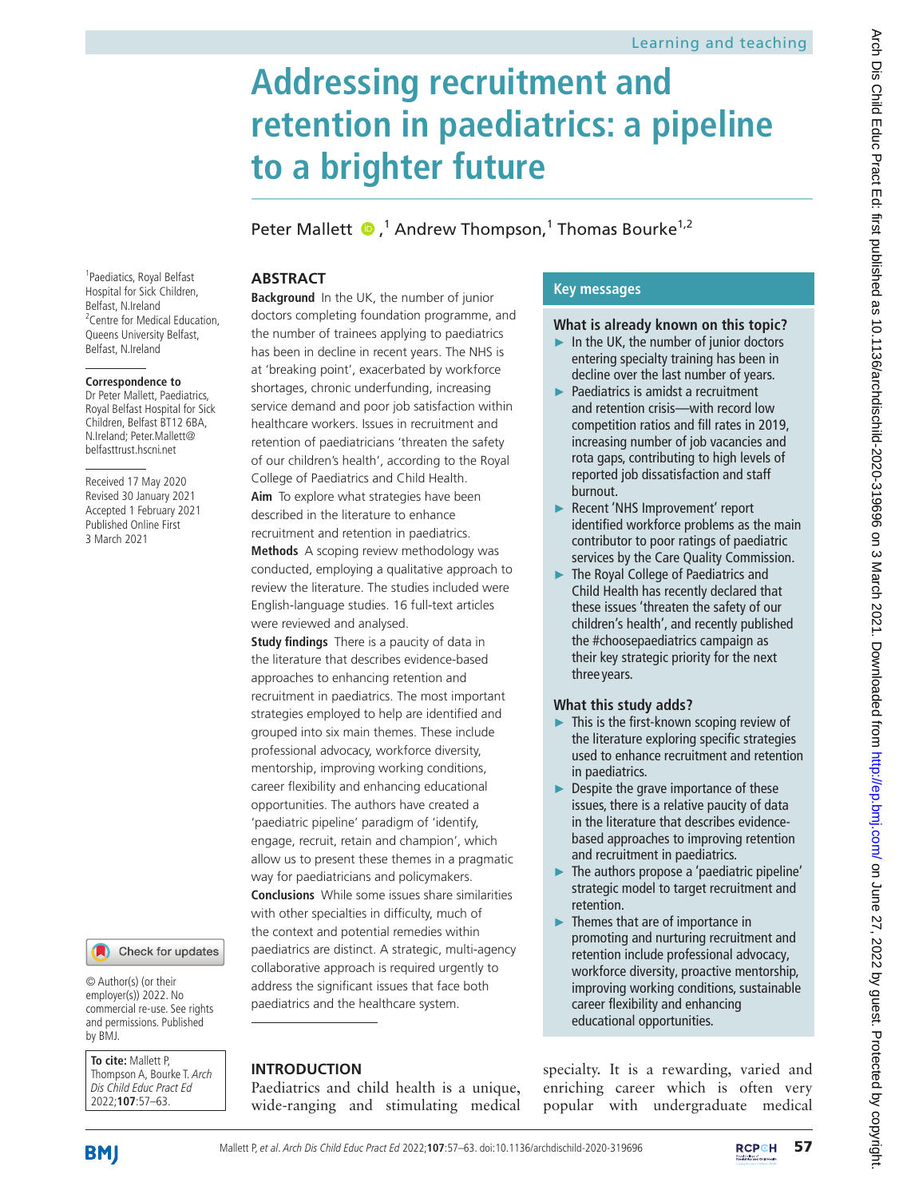Learning and teaching

# Addressing recruitment and retention in paediatrics: a pipeline to a brighter future

Peter Mallett,[1] Andrew Thompson,[1] Thomas Bourke[1,2]

[1]Paediatrics, Royal Belfast Hospital for Sick Children, Belfast, N.Ireland
[2]Centre for Medical Education, Queens University Belfast, Belfast, N.Ireland

**Correspondence to**
Dr Peter Mallett, Paediatrics, Royal Belfast Hospital for Sick Children, Belfast BT12 6BA, N.Ireland; Peter.Mallett@belfasttrust.hscni.net

Received 17 May 2020
Revised 30 January 2021
Accepted 1 February 2021
Published Online First 3 March 2021

© Author(s) (or their employer(s)) 2022. No commercial re-use. See rights and permissions. Published by BMJ.

**To cite:** Mallett P, Thompson A, Bourke T. *Arch Dis Child Educ Pract Ed* 2022;**107**:57–63.

## ABSTRACT

**Background** In the UK, the number of junior doctors completing foundation programme, and the number of trainees applying to paediatrics has been in decline in recent years. The NHS is at 'breaking point', exacerbated by workforce shortages, chronic underfunding, increasing service demand and poor job satisfaction within healthcare workers. Issues in recruitment and retention of paediatricians 'threaten the safety of our children's health', according to the Royal College of Paediatrics and Child Health.

**Aim** To explore what strategies have been described in the literature to enhance recruitment and retention in paediatrics.

**Methods** A scoping review methodology was conducted, employing a qualitative approach to review the literature. The studies included were English-language studies. 16 full-text articles were reviewed and analysed.

**Study findings** There is a paucity of data in the literature that describes evidence-based approaches to enhancing retention and recruitment in paediatrics. The most important strategies employed to help are identified and grouped into six main themes. These include professional advocacy, workforce diversity, mentorship, improving working conditions, career flexibility and enhancing educational opportunities. The authors have created a 'paediatric pipeline' paradigm of 'identify, engage, recruit, retain and champion', which allow us to present these themes in a pragmatic way for paediatricians and policymakers.

**Conclusions** While some issues share similarities with other specialties in difficulty, much of the context and potential remedies within paediatrics are distinct. A strategic, multi-agency collaborative approach is required urgently to address the significant issues that face both paediatrics and the healthcare system.

## Key messages

### What is already known on this topic?

- In the UK, the number of junior doctors entering specialty training has been in decline over the last number of years.
- Paediatrics is amidst a recruitment and retention crisis—with record low competition ratios and fill rates in 2019, increasing number of job vacancies and rota gaps, contributing to high levels of reported job dissatisfaction and staff burnout.
- Recent 'NHS Improvement' report identified workforce problems as the main contributor to poor ratings of paediatric services by the Care Quality Commission.
- The Royal College of Paediatrics and Child Health has recently declared that these issues 'threaten the safety of our children's health', and recently published the #choosepaediatrics campaign as their key strategic priority for the next three years.

### What this study adds?

- This is the first-known scoping review of the literature exploring specific strategies used to enhance recruitment and retention in paediatrics.
- Despite the grave importance of these issues, there is a relative paucity of data in the literature that describes evidence-based approaches to improving retention and recruitment in paediatrics.
- The authors propose a 'paediatric pipeline' strategic model to target recruitment and retention.
- Themes that are of importance in promoting and nurturing recruitment and retention include professional advocacy, workforce diversity, proactive mentorship, improving working conditions, sustainable career flexibility and enhancing educational opportunities.

## INTRODUCTION

Paediatrics and child health is a unique, wide-ranging and stimulating medical specialty. It is a rewarding, varied and enriching career which is often very popular with undergraduate medical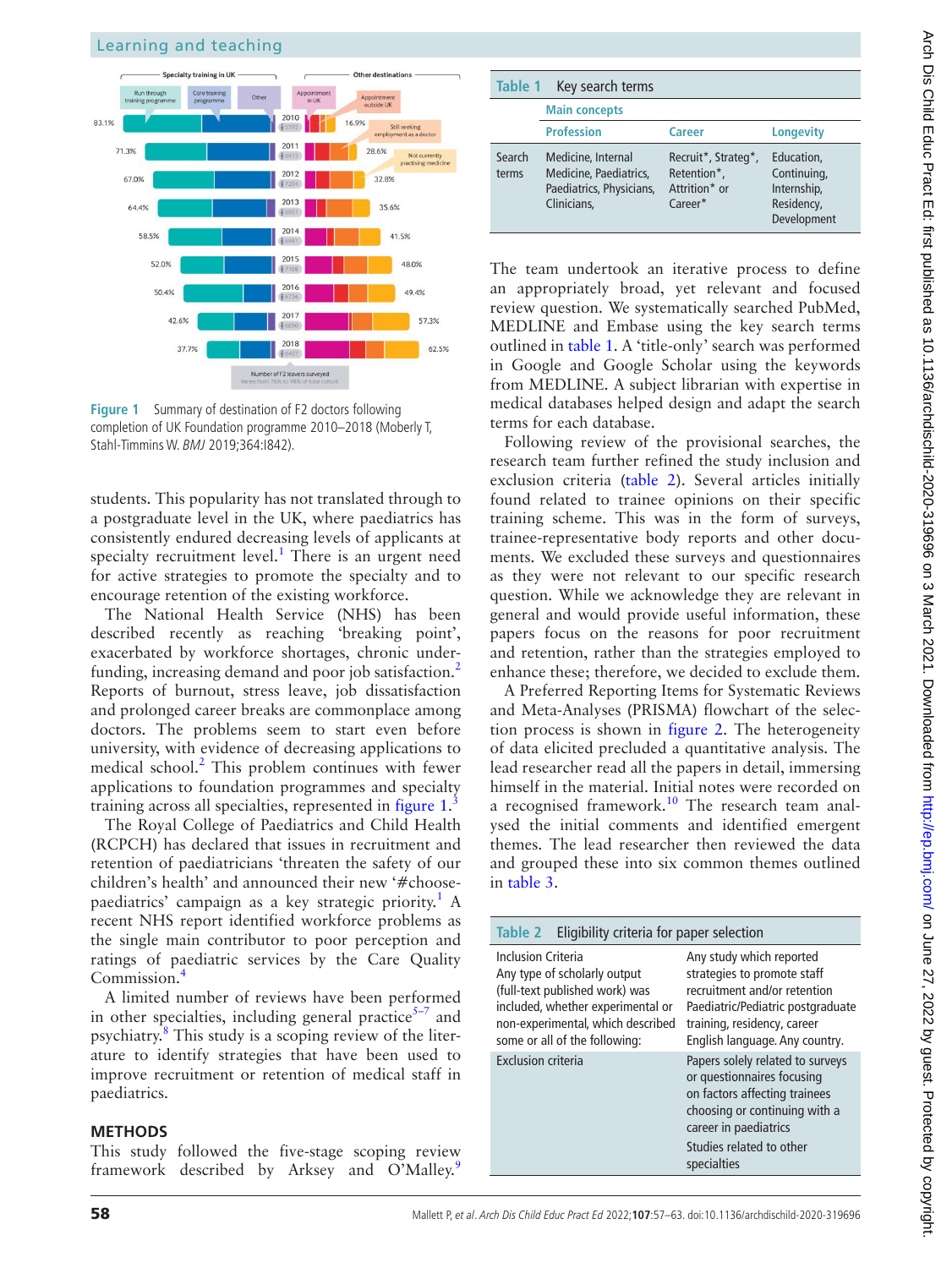Figure 1 Summary of destination of F2 doctors following completion of UK Foundation programme 2010–2018 (Moberly T, Stahl-Timmins W. *BMJ* 2019;364:l842).

students. This popularity has not translated through to a postgraduate level in the UK, where paediatrics has consistently endured decreasing levels of applicants at specialty recruitment level.[1] There is an urgent need for active strategies to promote the specialty and to encourage retention of the existing workforce.

The National Health Service (NHS) has been described recently as reaching 'breaking point', exacerbated by workforce shortages, chronic underfunding, increasing demand and poor job satisfaction.[2] Reports of burnout, stress leave, job dissatisfaction and prolonged career breaks are commonplace among doctors. The problems seem to start even before university, with evidence of decreasing applications to medical school.[2] This problem continues with fewer applications to foundation programmes and specialty training across all specialties, represented in figure 1.[3]

The Royal College of Paediatrics and Child Health (RCPCH) has declared that issues in recruitment and retention of paediatricians 'threaten the safety of our children's health' and announced their new '#choosepaediatrics' campaign as a key strategic priority.[1] A recent NHS report identified workforce problems as the single main contributor to poor perception and ratings of paediatric services by the Care Quality Commission.[4]

A limited number of reviews have been performed in other specialties, including general practice[5–7] and psychiatry.[8] This study is a scoping review of the literature to identify strategies that have been used to improve recruitment or retention of medical staff in paediatrics.

## METHODS

This study followed the five-stage scoping review framework described by Arksey and O'Malley.[9]

**Table 1** Key search terms

| | Main concepts | | |
|---|---|---|---|
| | Profession | Career | Longevity |
| Search terms | Medicine, Internal Medicine, Paediatrics, Paediatrics, Physicians, Clinicians, | Recruit*, Strateg*, Retention*, Attrition* or Career* | Education, Continuing, Internship, Residency, Development |

The team undertook an iterative process to define an appropriately broad, yet relevant and focused review question. We systematically searched PubMed, MEDLINE and Embase using the key search terms outlined in table 1. A 'title-only' search was performed in Google and Google Scholar using the keywords from MEDLINE. A subject librarian with expertise in medical databases helped design and adapt the search terms for each database.

Following review of the provisional searches, the research team further refined the study inclusion and exclusion criteria (table 2). Several articles initially found related to trainee opinions on their specific training scheme. This was in the form of surveys, trainee-representative body reports and other documents. We excluded these surveys and questionnaires as they were not relevant to our specific research question. While we acknowledge they are relevant in general and would provide useful information, these papers focus on the reasons for poor recruitment and retention, rather than the strategies employed to enhance these; therefore, we decided to exclude them.

A Preferred Reporting Items for Systematic Reviews and Meta-Analyses (PRISMA) flowchart of the selection process is shown in figure 2. The heterogeneity of data elicited precluded a quantitative analysis. The lead researcher read all the papers in detail, immersing himself in the material. Initial notes were recorded on a recognised framework.[10] The research team analysed the initial comments and identified emergent themes. The lead researcher then reviewed the data and grouped these into six common themes outlined in table 3.

**Table 2** Eligibility criteria for paper selection

| | |
|---|---|
| Inclusion Criteria<br>Any type of scholarly output (full-text published work) was included, whether experimental or non-experimental, which described some or all of the following: | Any study which reported strategies to promote staff recruitment and/or retention<br>Paediatric/Pediatric postgraduate training, residency, career<br>English language. Any country. |
| Exclusion criteria | Papers solely related to surveys or questionnaires focusing on factors affecting trainees choosing or continuing with a career in paediatrics<br>Studies related to other specialties |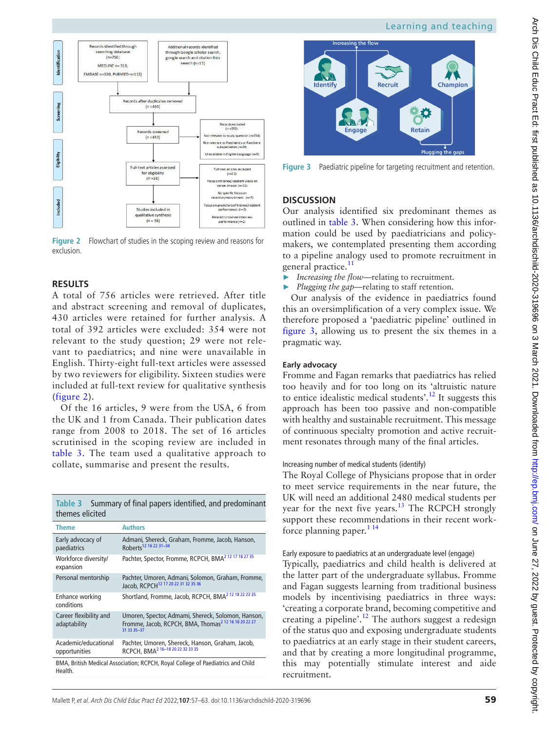Figure 2 Flowchart of studies in the scoping review and reasons for exclusion.

## RESULTS

A total of 756 articles were retrieved. After title and abstract screening and removal of duplicates, 430 articles were retained for further analysis. A total of 392 articles were excluded: 354 were not relevant to the study question; 29 were not relevant to paediatrics; and nine were unavailable in English. Thirty-eight full-text articles were assessed by two reviewers for eligibility. Sixteen studies were included at full-text review for qualitative synthesis (figure 2).

Of the 16 articles, 9 were from the USA, 6 from the UK and 1 from Canada. Their publication dates range from 2008 to 2018. The set of 16 articles scrutinised in the scoping review are included in table 3. The team used a qualitative approach to collate, summarise and present the results.

**Table 3** Summary of final papers identified, and predominant themes elicited

| Theme | Authors |
|---|---|
| Early advocacy of paediatrics | Admani, Shereck, Graham, Fromme, Jacob, Hanson, Roberts[12 16 22 31–34] |
| Workforce diversity/expansion | Pachter, Spector, Fromme, RCPCH, BMA[2 12 17 18 27 35] |
| Personal mentorship | Pachter, Umoren, Admani, Solomon, Graham, Fromme, Jacob, RCPCH[12 17 20 22 31 32 35 36] |
| Enhance working conditions | Shortland, Fromme, Jacob, RCPCH, BMA[2 12 18 22 23 35] |
| Career flexibility and adaptability | Umoren, Spector, Admani, Shereck, Solomon, Hanson, Fromme, Jacob, RCPCH, BMA, Thomas[2 12 16 18 20 22 27 31 33 35–37] |
| Academic/educational opportunities | Pachter, Umoren, Shereck, Hanson, Graham, Jacob, RCPCH, BMA[2 16–18 20 22 32 33 35] |

BMA, British Medical Association; RCPCH, Royal College of Paediatrics and Child Health.

Figure 3 Paediatric pipeline for targeting recruitment and retention.

## DISCUSSION

Our analysis identified six predominant themes as outlined in table 3. When considering how this information could be used by paediatricians and policymakers, we contemplated presenting them according to a pipeline analogy used to promote recruitment in general practice.[11]

- *Increasing the flow*—relating to recruitment.
- *Plugging the gap*—relating to staff retention.

Our analysis of the evidence in paediatrics found this an oversimplification of a very complex issue. We therefore proposed a 'paediatric pipeline' outlined in figure 3, allowing us to present the six themes in a pragmatic way.

### Early advocacy

Fromme and Fagan remarks that paediatrics has relied too heavily and for too long on its 'altruistic nature to entice idealistic medical students'.[12] It suggests this approach has been too passive and non-compatible with healthy and sustainable recruitment. This message of continuous specialty promotion and active recruitment resonates through many of the final articles.

#### Increasing number of medical students (identify)

The Royal College of Physicians propose that in order to meet service requirements in the near future, the UK will need an additional 2480 medical students per year for the next five years.[13] The RCPCH strongly support these recommendations in their recent workforce planning paper.[1 14]

#### Early exposure to paediatrics at an undergraduate level (engage)

Typically, paediatrics and child health is delivered at the latter part of the undergraduate syllabus. Fromme and Fagan suggests learning from traditional business models by incentivising paediatrics in three ways: 'creating a corporate brand, becoming competitive and creating a pipeline'.[12] The authors suggest a redesign of the status quo and exposing undergraduate students to paediatrics at an early stage in their student careers, and that by creating a more longitudinal programme, this may potentially stimulate interest and aide recruitment.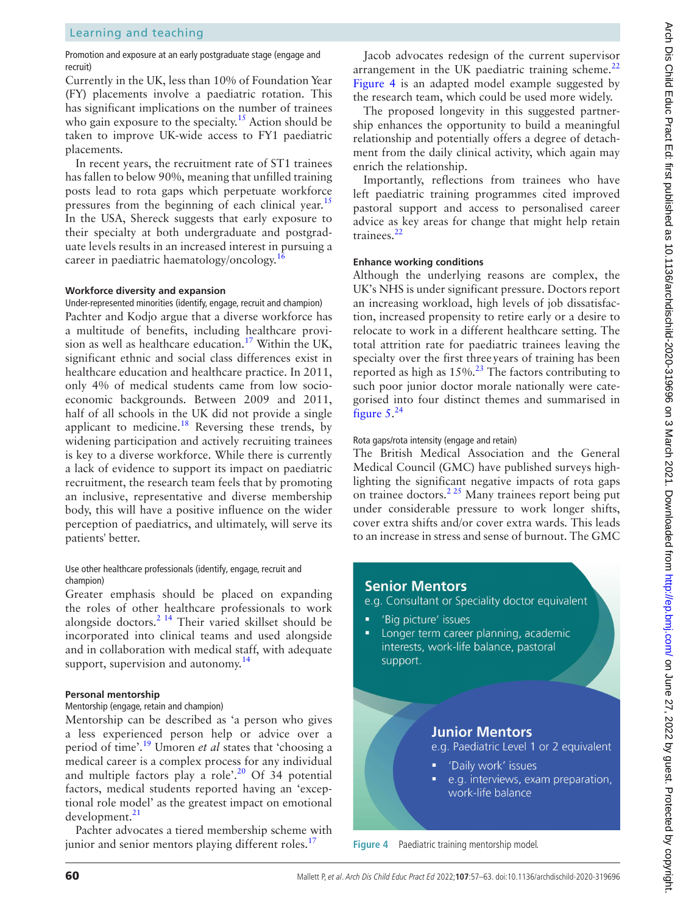#### Promotion and exposure at an early postgraduate stage (engage and recruit)

Currently in the UK, less than 10% of Foundation Year (FY) placements involve a paediatric rotation. This has significant implications on the number of trainees who gain exposure to the specialty.[15] Action should be taken to improve UK-wide access to FY1 paediatric placements.

In recent years, the recruitment rate of ST1 trainees has fallen to below 90%, meaning that unfilled training posts lead to rota gaps which perpetuate workforce pressures from the beginning of each clinical year.[15] In the USA, Shereck suggests that early exposure to their specialty at both undergraduate and postgraduate levels results in an increased interest in pursuing a career in paediatric haematology/oncology.[16]

### Workforce diversity and expansion

#### Under-represented minorities (identify, engage, recruit and champion)

Pachter and Kodjo argue that a diverse workforce has a multitude of benefits, including healthcare provision as well as healthcare education.[17] Within the UK, significant ethnic and social class differences exist in healthcare education and healthcare practice. In 2011, only 4% of medical students came from low socioeconomic backgrounds. Between 2009 and 2011, half of all schools in the UK did not provide a single applicant to medicine.[18] Reversing these trends, by widening participation and actively recruiting trainees is key to a diverse workforce. While there is currently a lack of evidence to support its impact on paediatric recruitment, the research team feels that by promoting an inclusive, representative and diverse membership body, this will have a positive influence on the wider perception of paediatrics, and ultimately, will serve its patients' better.

#### Use other healthcare professionals (identify, engage, recruit and champion)

Greater emphasis should be placed on expanding the roles of other healthcare professionals to work alongside doctors.[2,14] Their varied skillset should be incorporated into clinical teams and used alongside and in collaboration with medical staff, with adequate support, supervision and autonomy.[14]

### Personal mentorship

#### Mentorship (engage, retain and champion)

Mentorship can be described as 'a person who gives a less experienced person help or advice over a period of time'.[19] Umoren *et al* states that 'choosing a medical career is a complex process for any individual and multiple factors play a role'.[20] Of 34 potential factors, medical students reported having an 'exceptional role model' as the greatest impact on emotional development.[21]

Pachter advocates a tiered membership scheme with junior and senior mentors playing different roles.[17] Jacob advocates redesign of the current supervisor arrangement in the UK paediatric training scheme.[22] Figure 4 is an adapted model example suggested by the research team, which could be used more widely.

The proposed longevity in this suggested partnership enhances the opportunity to build a meaningful relationship and potentially offers a degree of detachment from the daily clinical activity, which again may enrich the relationship.

Importantly, reflections from trainees who have left paediatric training programmes cited improved pastoral support and access to personalised career advice as key areas for change that might help retain trainees.[22]

**Senior Mentors**
e.g. Consultant or Speciality doctor equivalent
- 'Big picture' issues
- Longer term career planning, academic interests, work-life balance, pastoral support.

**Junior Mentors**
e.g. Paediatric Level 1 or 2 equivalent
- 'Daily work' issues
- e.g. interviews, exam preparation, work-life balance

Figure 4 Paediatric training mentorship model.

### Enhance working conditions

Although the underlying reasons are complex, the UK's NHS is under significant pressure. Doctors report an increasing workload, high levels of job dissatisfaction, increased propensity to retire early or a desire to relocate to work in a different healthcare setting. The total attrition rate for paediatric trainees leaving the specialty over the first three years of training has been reported as high as 15%.[23] The factors contributing to such poor junior doctor morale nationally were categorised into four distinct themes and summarised in figure 5.[24]

#### Rota gaps/rota intensity (engage and retain)

The British Medical Association and the General Medical Council (GMC) have published surveys highlighting the significant negative impacts of rota gaps on trainee doctors.[2,25] Many trainees report being put under considerable pressure to work longer shifts, cover extra shifts and/or cover extra wards. This leads to an increase in stress and sense of burnout. The GMC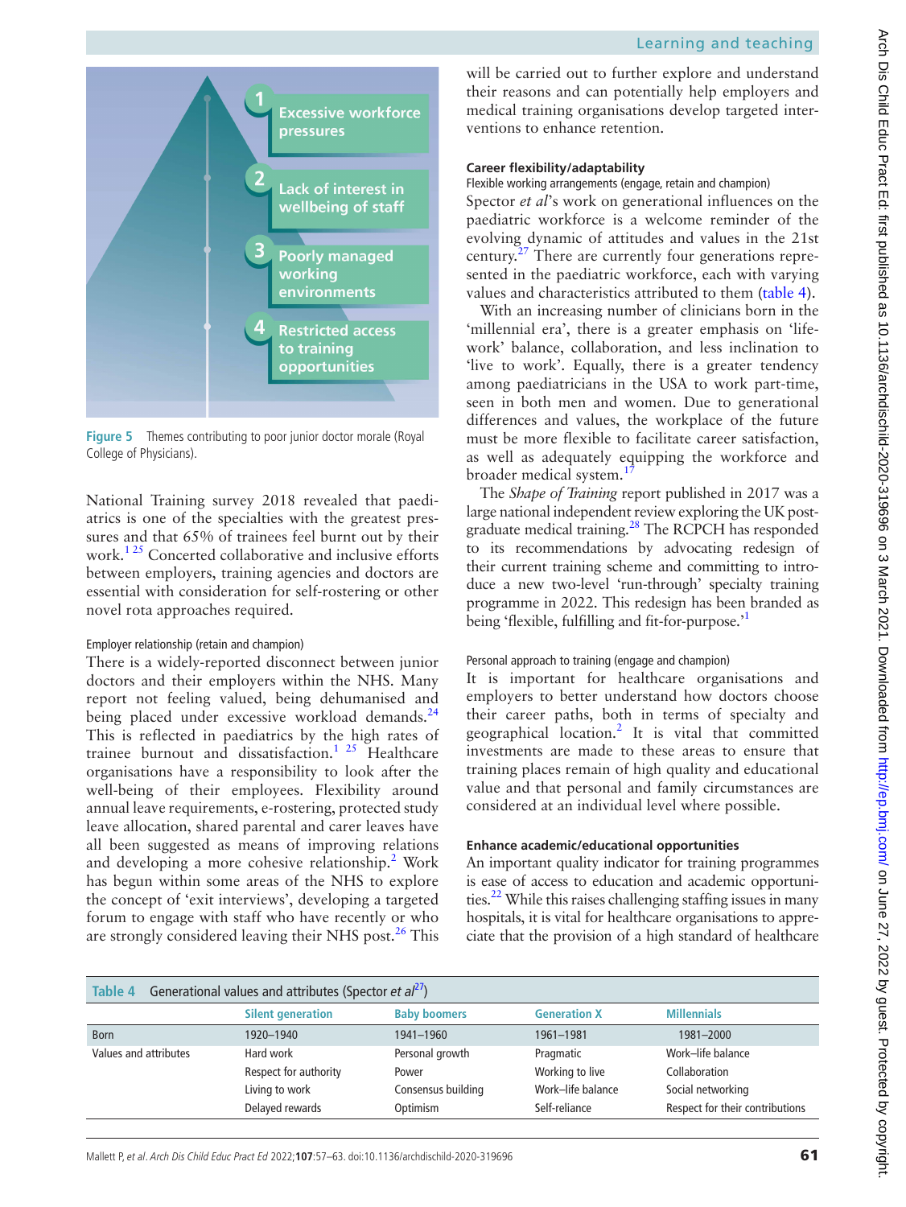1. Excessive workforce pressures
2. Lack of interest in wellbeing of staff
3. Poorly managed working environments
4. Restricted access to training opportunities

**Figure 5** Themes contributing to poor junior doctor morale (Royal College of Physicians).

National Training survey 2018 revealed that paediatrics is one of the specialties with the greatest pressures and that 65% of trainees feel burnt out by their work.[1 25] Concerted collaborative and inclusive efforts between employers, training agencies and doctors are essential with consideration for self-rostering or other novel rota approaches required.

#### Employer relationship (retain and champion)

There is a widely-reported disconnect between junior doctors and their employers within the NHS. Many report not feeling valued, being dehumanised and being placed under excessive workload demands.[24] This is reflected in paediatrics by the high rates of trainee burnout and dissatisfaction.[1 25] Healthcare organisations have a responsibility to look after the well-being of their employees. Flexibility around annual leave requirements, e-rostering, protected study leave allocation, shared parental and carer leaves have all been suggested as means of improving relations and developing a more cohesive relationship.[2] Work has begun within some areas of the NHS to explore the concept of 'exit interviews', developing a targeted forum to engage with staff who have recently or who are strongly considered leaving their NHS post.[26] This will be carried out to further explore and understand their reasons and can potentially help employers and medical training organisations develop targeted interventions to enhance retention.

### Career flexibility/adaptability

#### Flexible working arrangements (engage, retain and champion)

Spector *et al*'s work on generational influences on the paediatric workforce is a welcome reminder of the evolving dynamic of attitudes and values in the 21st century.[27] There are currently four generations represented in the paediatric workforce, each with varying values and characteristics attributed to them (table 4).

With an increasing number of clinicians born in the 'millennial era', there is a greater emphasis on 'life-work' balance, collaboration, and less inclination to 'live to work'. Equally, there is a greater tendency among paediatricians in the USA to work part-time, seen in both men and women. Due to generational differences and values, the workplace of the future must be more flexible to facilitate career satisfaction, as well as adequately equipping the workforce and broader medical system.[17]

The *Shape of Training* report published in 2017 was a large national independent review exploring the UK postgraduate medical training.[28] The RCPCH has responded to its recommendations by advocating redesign of their current training scheme and committing to introduce a new two-level 'run-through' specialty training programme in 2022. This redesign has been branded as being 'flexible, fulfilling and fit-for-purpose.'[1]

#### Personal approach to training (engage and champion)

It is important for healthcare organisations and employers to better understand how doctors choose their career paths, both in terms of specialty and geographical location.[2] It is vital that committed investments are made to these areas to ensure that training places remain of high quality and educational value and that personal and family circumstances are considered at an individual level where possible.

### Enhance academic/educational opportunities

An important quality indicator for training programmes is ease of access to education and academic opportunities.[22] While this raises challenging staffing issues in many hospitals, it is vital for healthcare organisations to appreciate that the provision of a high standard of healthcare

**Table 4** Generational values and attributes (Spector *et al*[27])

| | Silent generation | Baby boomers | Generation X | Millennials |
|---|---|---|---|---|
| Born | 1920–1940 | 1941–1960 | 1961–1981 | 1981–2000 |
| Values and attributes | Hard work | Personal growth | Pragmatic | Work–life balance |
| | Respect for authority | Power | Working to live | Collaboration |
| | Living to work | Consensus building | Work–life balance | Social networking |
| | Delayed rewards | Optimism | Self-reliance | Respect for their contributions |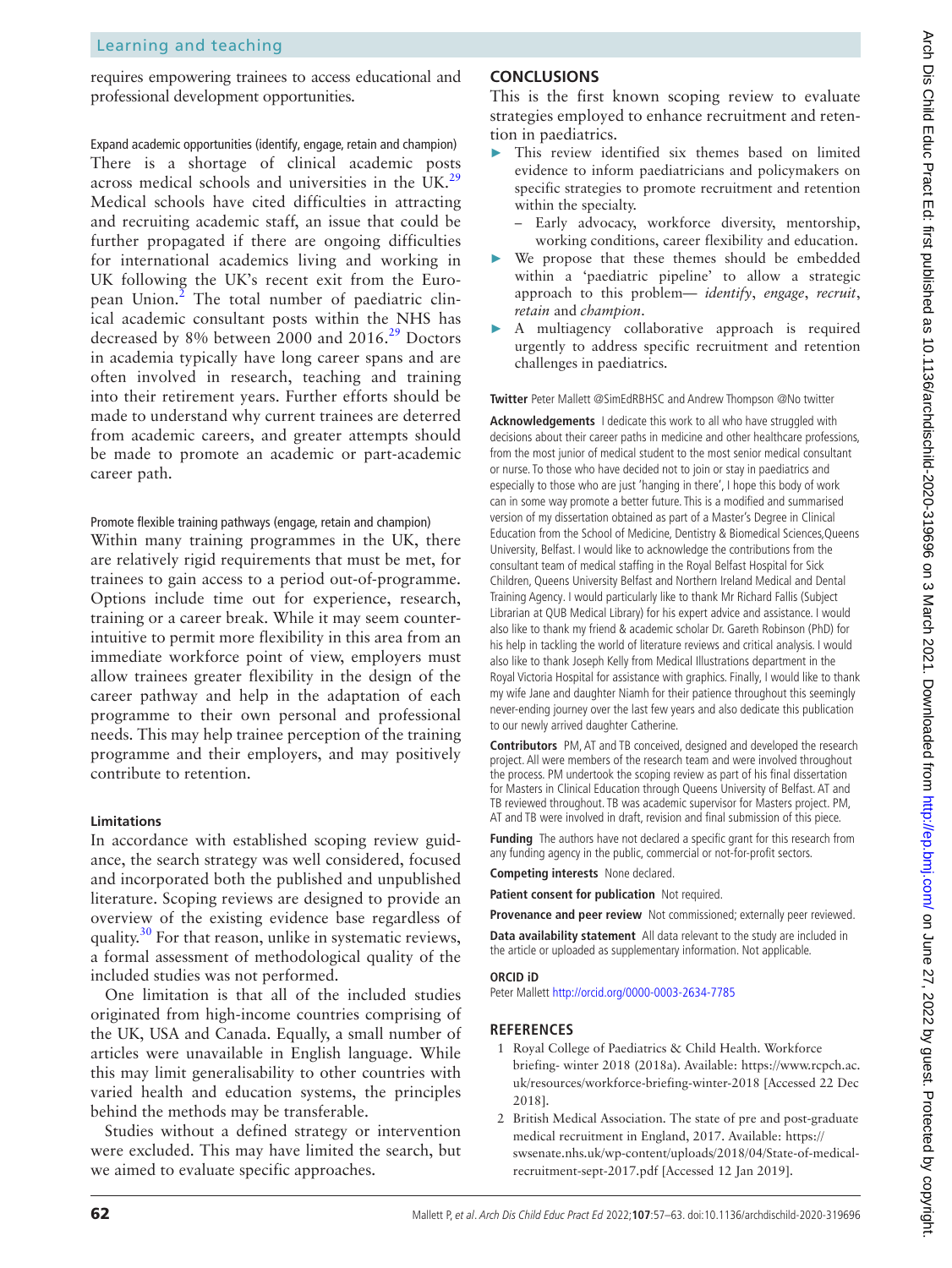requires empowering trainees to access educational and professional development opportunities.

Expand academic opportunities (identify, engage, retain and champion)

There is a shortage of clinical academic posts across medical schools and universities in the UK.[29] Medical schools have cited difficulties in attracting and recruiting academic staff, an issue that could be further propagated if there are ongoing difficulties for international academics living and working in UK following the UK's recent exit from the European Union.[2] The total number of paediatric clinical academic consultant posts within the NHS has decreased by 8% between 2000 and 2016.[29] Doctors in academia typically have long career spans and are often involved in research, teaching and training into their retirement years. Further efforts should be made to understand why current trainees are deterred from academic careers, and greater attempts should be made to promote an academic or part-academic career path.

Promote flexible training pathways (engage, retain and champion)

Within many training programmes in the UK, there are relatively rigid requirements that must be met, for trainees to gain access to a period out-of-programme. Options include time out for experience, research, training or a career break. While it may seem counterintuitive to permit more flexibility in this area from an immediate workforce point of view, employers must allow trainees greater flexibility in the design of the career pathway and help in the adaptation of each programme to their own personal and professional needs. This may help trainee perception of the training programme and their employers, and may positively contribute to retention.

### Limitations

In accordance with established scoping review guidance, the search strategy was well considered, focused and incorporated both the published and unpublished literature. Scoping reviews are designed to provide an overview of the existing evidence base regardless of quality.[30] For that reason, unlike in systematic reviews, a formal assessment of methodological quality of the included studies was not performed.

One limitation is that all of the included studies originated from high-income countries comprising of the UK, USA and Canada. Equally, a small number of articles were unavailable in English language. While this may limit generalisability to other countries with varied health and education systems, the principles behind the methods may be transferable.

Studies without a defined strategy or intervention were excluded. This may have limited the search, but we aimed to evaluate specific approaches.

## CONCLUSIONS

This is the first known scoping review to evaluate strategies employed to enhance recruitment and retention in paediatrics.

- This review identified six themes based on limited evidence to inform paediatricians and policymakers on specific strategies to promote recruitment and retention within the specialty.
  - Early advocacy, workforce diversity, mentorship, working conditions, career flexibility and education.
- We propose that these themes should be embedded within a 'paediatric pipeline' to allow a strategic approach to this problem— *identify*, *engage*, *recruit*, *retain* and *champion*.
- A multiagency collaborative approach is required urgently to address specific recruitment and retention challenges in paediatrics.

**Twitter** Peter Mallett @SimEdRBHSC and Andrew Thompson @No twitter

**Acknowledgements** I dedicate this work to all who have struggled with decisions about their career paths in medicine and other healthcare professions, from the most junior of medical student to the most senior medical consultant or nurse. To those who have decided not to join or stay in paediatrics and especially to those who are just 'hanging in there', I hope this body of work can in some way promote a better future. This is a modified and summarised version of my dissertation obtained as part of a Master's Degree in Clinical Education from the School of Medicine, Dentistry & Biomedical Sciences,Queens University, Belfast. I would like to acknowledge the contributions from the consultant team of medical staffing in the Royal Belfast Hospital for Sick Children, Queens University Belfast and Northern Ireland Medical and Dental Training Agency. I would particularly like to thank Mr Richard Fallis (Subject Librarian at QUB Medical Library) for his expert advice and assistance. I would also like to thank my friend & academic scholar Dr. Gareth Robinson (PhD) for his help in tackling the world of literature reviews and critical analysis. I would also like to thank Joseph Kelly from Medical Illustrations department in the Royal Victoria Hospital for assistance with graphics. Finally, I would like to thank my wife Jane and daughter Niamh for their patience throughout this seemingly never-ending journey over the last few years and also dedicate this publication to our newly arrived daughter Catherine.

**Contributors** PM, AT and TB conceived, designed and developed the research project. All were members of the research team and were involved throughout the process. PM undertook the scoping review as part of his final dissertation for Masters in Clinical Education through Queens University of Belfast. AT and TB reviewed throughout. TB was academic supervisor for Masters project. PM, AT and TB were involved in draft, revision and final submission of this piece.

**Funding** The authors have not declared a specific grant for this research from any funding agency in the public, commercial or not-for-profit sectors.

**Competing interests** None declared.

**Patient consent for publication** Not required.

**Provenance and peer review** Not commissioned; externally peer reviewed.

**Data availability statement** All data relevant to the study are included in the article or uploaded as supplementary information. Not applicable.

### ORCID iD

Peter Mallett http://orcid.org/0000-0003-2634-7785

## REFERENCES

1. Royal College of Paediatrics & Child Health. Workforce briefing- winter 2018 (2018a). Available: https://www.rcpch.ac.uk/resources/workforce-briefing-winter-2018 [Accessed 22 Dec 2018].
2. British Medical Association. The state of pre and post-graduate medical recruitment in England, 2017. Available: https://swsenate.nhs.uk/wp-content/uploads/2018/04/State-of-medical-recruitment-sept-2017.pdf [Accessed 12 Jan 2019].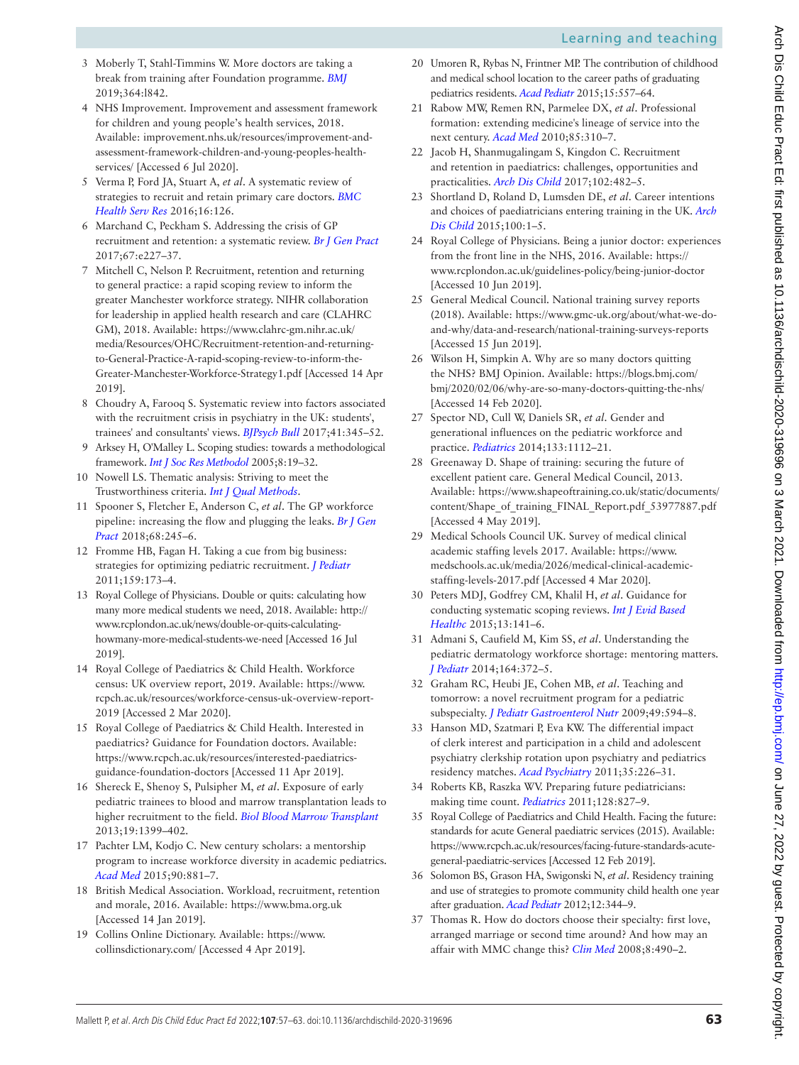3 Moberly T, Stahl-Timmins W. More doctors are taking a break from training after Foundation programme. *BMJ* 2019;364:l842.

4 NHS Improvement. Improvement and assessment framework for children and young people's health services, 2018. Available: improvement.nhs.uk/resources/improvement-and-assessment-framework-children-and-young-peoples-health-services/ [Accessed 6 Jul 2020].

5 Verma P, Ford JA, Stuart A, *et al*. A systematic review of strategies to recruit and retain primary care doctors. *BMC Health Serv Res* 2016;16:126.

6 Marchand C, Peckham S. Addressing the crisis of GP recruitment and retention: a systematic review. *Br J Gen Pract* 2017;67:e227–37.

7 Mitchell C, Nelson P. Recruitment, retention and returning to general practice: a rapid scoping review to inform the greater Manchester workforce strategy. NIHR collaboration for leadership in applied health research and care (CLAHRC GM), 2018. Available: https://www.clahrc-gm.nihr.ac.uk/media/Resources/OHC/Recruitment-retention-and-returning-to-General-Practice-A-rapid-scoping-review-to-inform-the-Greater-Manchester-Workforce-Strategy1.pdf [Accessed 14 Apr 2019].

8 Choudry A, Farooq S. Systematic review into factors associated with the recruitment crisis in psychiatry in the UK: students', trainees' and consultants' views. *BJPsych Bull* 2017;41:345–52.

9 Arksey H, O'Malley L. Scoping studies: towards a methodological framework. *Int J Soc Res Methodol* 2005;8:19–32.

10 Nowell LS. Thematic analysis: Striving to meet the Trustworthiness criteria. *Int J Qual Methods*.

11 Spooner S, Fletcher E, Anderson C, *et al*. The GP workforce pipeline: increasing the flow and plugging the leaks. *Br J Gen Pract* 2018;68:245–6.

12 Fromme HB, Fagan H. Taking a cue from big business: strategies for optimizing pediatric recruitment. *J Pediatr* 2011;159:173–4.

13 Royal College of Physicians. Double or quits: calculating how many more medical students we need, 2018. Available: http://www.rcplondon.ac.uk/news/double-or-quits-calculating-howmany-more-medical-students-we-need [Accessed 16 Jul 2019].

14 Royal College of Paediatrics & Child Health. Workforce census: UK overview report, 2019. Available: https://www.rcpch.ac.uk/resources/workforce-census-uk-overview-report-2019 [Accessed 2 Mar 2020].

15 Royal College of Paediatrics & Child Health. Interested in paediatrics? Guidance for Foundation doctors. Available: https://www.rcpch.ac.uk/resources/interested-paediatrics-guidance-foundation-doctors [Accessed 11 Apr 2019].

16 Shereck E, Shenoy S, Pulsipher M, *et al*. Exposure of early pediatric trainees to blood and marrow transplantation leads to higher recruitment to the field. *Biol Blood Marrow Transplant* 2013;19:1399–402.

17 Pachter LM, Kodjo C. New century scholars: a mentorship program to increase workforce diversity in academic pediatrics. *Acad Med* 2015;90:881–7.

18 British Medical Association. Workload, recruitment, retention and morale, 2016. Available: https://www.bma.org.uk [Accessed 14 Jan 2019].

19 Collins Online Dictionary. Available: https://www.collinsdictionary.com/ [Accessed 4 Apr 2019].

20 Umoren R, Rybas N, Frintner MP. The contribution of childhood and medical school location to the career paths of graduating pediatrics residents. *Acad Pediatr* 2015;15:557–64.

21 Rabow MW, Remen RN, Parmelee DX, *et al*. Professional formation: extending medicine's lineage of service into the next century. *Acad Med* 2010;85:310–7.

22 Jacob H, Shanmugalingam S, Kingdon C. Recruitment and retention in paediatrics: challenges, opportunities and practicalities. *Arch Dis Child* 2017;102:482–5.

23 Shortland D, Roland D, Lumsden DE, *et al*. Career intentions and choices of paediatricians entering training in the UK. *Arch Dis Child* 2015;100:1–5.

24 Royal College of Physicians. Being a junior doctor: experiences from the front line in the NHS, 2016. Available: https://www.rcplondon.ac.uk/guidelines-policy/being-junior-doctor [Accessed 10 Jun 2019].

25 General Medical Council. National training survey reports (2018). Available: https://www.gmc-uk.org/about/what-we-do-and-why/data-and-research/national-training-surveys-reports [Accessed 15 Jun 2019].

26 Wilson H, Simpkin A. Why are so many doctors quitting the NHS? BMJ Opinion. Available: https://blogs.bmj.com/bmj/2020/02/06/why-are-so-many-doctors-quitting-the-nhs/ [Accessed 14 Feb 2020].

27 Spector ND, Cull W, Daniels SR, *et al*. Gender and generational influences on the pediatric workforce and practice. *Pediatrics* 2014;133:1112–21.

28 Greenaway D. Shape of training: securing the future of excellent patient care. General Medical Council, 2013. Available: https://www.shapeoftraining.co.uk/static/documents/content/Shape_of_training_FINAL_Report.pdf_53977887.pdf [Accessed 4 May 2019].

29 Medical Schools Council UK. Survey of medical clinical academic staffing levels 2017. Available: https://www.medschools.ac.uk/media/2026/medical-clinical-academic-staffing-levels-2017.pdf [Accessed 4 Mar 2020].

30 Peters MDJ, Godfrey CM, Khalil H, *et al*. Guidance for conducting systematic scoping reviews. *Int J Evid Based Healthc* 2015;13:141–6.

31 Admani S, Caufield M, Kim SS, *et al*. Understanding the pediatric dermatology workforce shortage: mentoring matters. *J Pediatr* 2014;164:372–5.

32 Graham RC, Heubi JE, Cohen MB, *et al*. Teaching and tomorrow: a novel recruitment program for a pediatric subspecialty. *J Pediatr Gastroenterol Nutr* 2009;49:594–8.

33 Hanson MD, Szatmari P, Eva KW. The differential impact of clerk interest and participation in a child and adolescent psychiatry clerkship rotation upon psychiatry and pediatrics residency matches. *Acad Psychiatry* 2011;35:226–31.

34 Roberts KB, Raszka WV. Preparing future pediatricians: making time count. *Pediatrics* 2011;128:827–9.

35 Royal College of Paediatrics and Child Health. Facing the future: standards for acute General paediatric services (2015). Available: https://www.rcpch.ac.uk/resources/facing-future-standards-acute-general-paediatric-services [Accessed 12 Feb 2019].

36 Solomon BS, Grason HA, Swigonski N, *et al*. Residency training and use of strategies to promote community child health one year after graduation. *Acad Pediatr* 2012;12:344–9.

37 Thomas R. How do doctors choose their specialty: first love, arranged marriage or second time around? And how may an affair with MMC change this? *Clin Med* 2008;8:490–2.